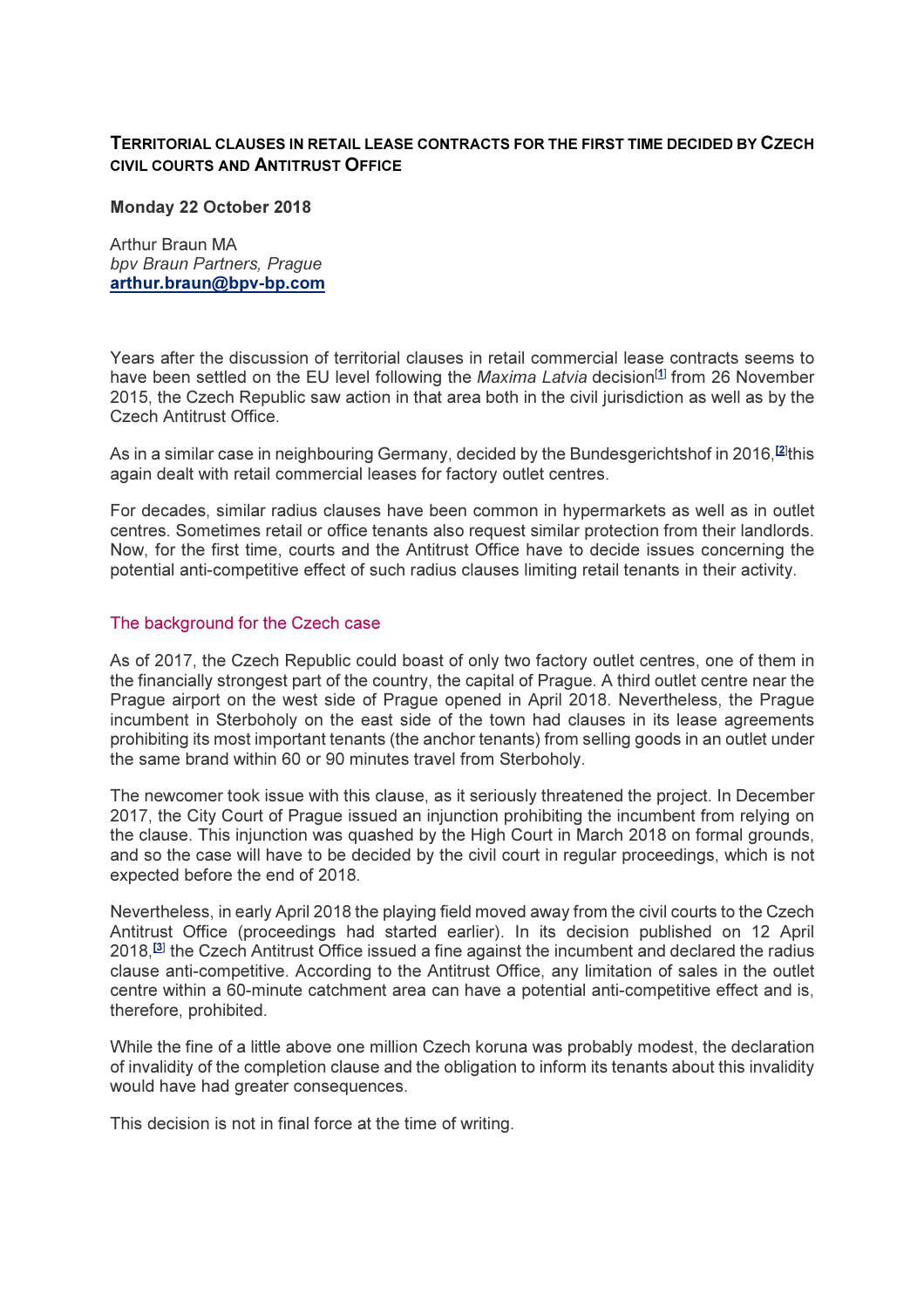## Territorial clauses in retail lease contracts for the first time decided by Czech civil courts and Antitrust Office

**Monday 22 October 2018**

Arthur Braun MA
*bpv Braun Partners, Prague*
**arthur.braun@bpv-bp.com**

Years after the discussion of territorial clauses in retail commercial lease contracts seems to have been settled on the EU level following the *Maxima Latvia* decision[1] from 26 November 2015, the Czech Republic saw action in that area both in the civil jurisdiction as well as by the Czech Antitrust Office.

As in a similar case in neighbouring Germany, decided by the Bundesgerichtshof in 2016,[2]this again dealt with retail commercial leases for factory outlet centres.

For decades, similar radius clauses have been common in hypermarkets as well as in outlet centres. Sometimes retail or office tenants also request similar protection from their landlords. Now, for the first time, courts and the Antitrust Office have to decide issues concerning the potential anti-competitive effect of such radius clauses limiting retail tenants in their activity.

### The background for the Czech case

As of 2017, the Czech Republic could boast of only two factory outlet centres, one of them in the financially strongest part of the country, the capital of Prague. A third outlet centre near the Prague airport on the west side of Prague opened in April 2018. Nevertheless, the Prague incumbent in Sterboholy on the east side of the town had clauses in its lease agreements prohibiting its most important tenants (the anchor tenants) from selling goods in an outlet under the same brand within 60 or 90 minutes travel from Sterboholy.

The newcomer took issue with this clause, as it seriously threatened the project. In December 2017, the City Court of Prague issued an injunction prohibiting the incumbent from relying on the clause. This injunction was quashed by the High Court in March 2018 on formal grounds, and so the case will have to be decided by the civil court in regular proceedings, which is not expected before the end of 2018.

Nevertheless, in early April 2018 the playing field moved away from the civil courts to the Czech Antitrust Office (proceedings had started earlier). In its decision published on 12 April 2018,[3] the Czech Antitrust Office issued a fine against the incumbent and declared the radius clause anti-competitive. According to the Antitrust Office, any limitation of sales in the outlet centre within a 60-minute catchment area can have a potential anti-competitive effect and is, therefore, prohibited.

While the fine of a little above one million Czech koruna was probably modest, the declaration of invalidity of the completion clause and the obligation to inform its tenants about this invalidity would have had greater consequences.

This decision is not in final force at the time of writing.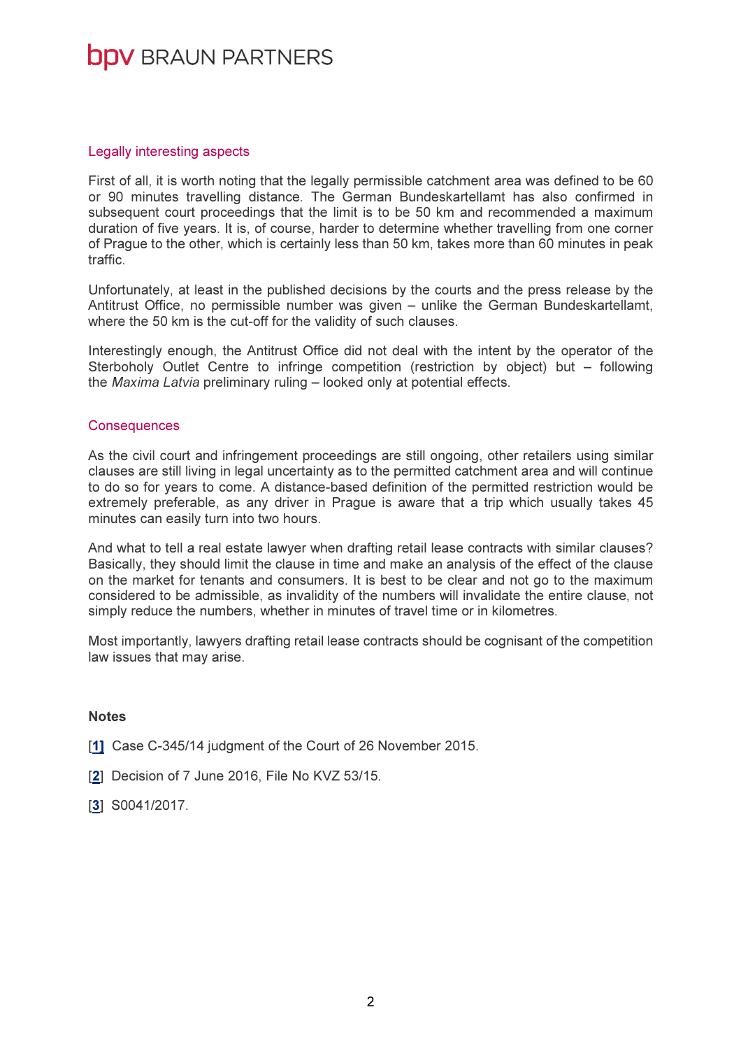bpv BRAUN PARTNERS

## Legally interesting aspects

First of all, it is worth noting that the legally permissible catchment area was defined to be 60 or 90 minutes travelling distance. The German Bundeskartellamt has also confirmed in subsequent court proceedings that the limit is to be 50 km and recommended a maximum duration of five years. It is, of course, harder to determine whether travelling from one corner of Prague to the other, which is certainly less than 50 km, takes more than 60 minutes in peak traffic.

Unfortunately, at least in the published decisions by the courts and the press release by the Antitrust Office, no permissible number was given – unlike the German Bundeskartellamt, where the 50 km is the cut-off for the validity of such clauses.

Interestingly enough, the Antitrust Office did not deal with the intent by the operator of the Sterboholy Outlet Centre to infringe competition (restriction by object) but – following the *Maxima Latvia* preliminary ruling – looked only at potential effects.

## Consequences

As the civil court and infringement proceedings are still ongoing, other retailers using similar clauses are still living in legal uncertainty as to the permitted catchment area and will continue to do so for years to come. A distance-based definition of the permitted restriction would be extremely preferable, as any driver in Prague is aware that a trip which usually takes 45 minutes can easily turn into two hours.

And what to tell a real estate lawyer when drafting retail lease contracts with similar clauses? Basically, they should limit the clause in time and make an analysis of the effect of the clause on the market for tenants and consumers. It is best to be clear and not go to the maximum considered to be admissible, as invalidity of the numbers will invalidate the entire clause, not simply reduce the numbers, whether in minutes of travel time or in kilometres.

Most importantly, lawyers drafting retail lease contracts should be cognisant of the competition law issues that may arise.

**Notes**

[1] Case C-345/14 judgment of the Court of 26 November 2015.

[2] Decision of 7 June 2016, File No KVZ 53/15.

[3] S0041/2017.